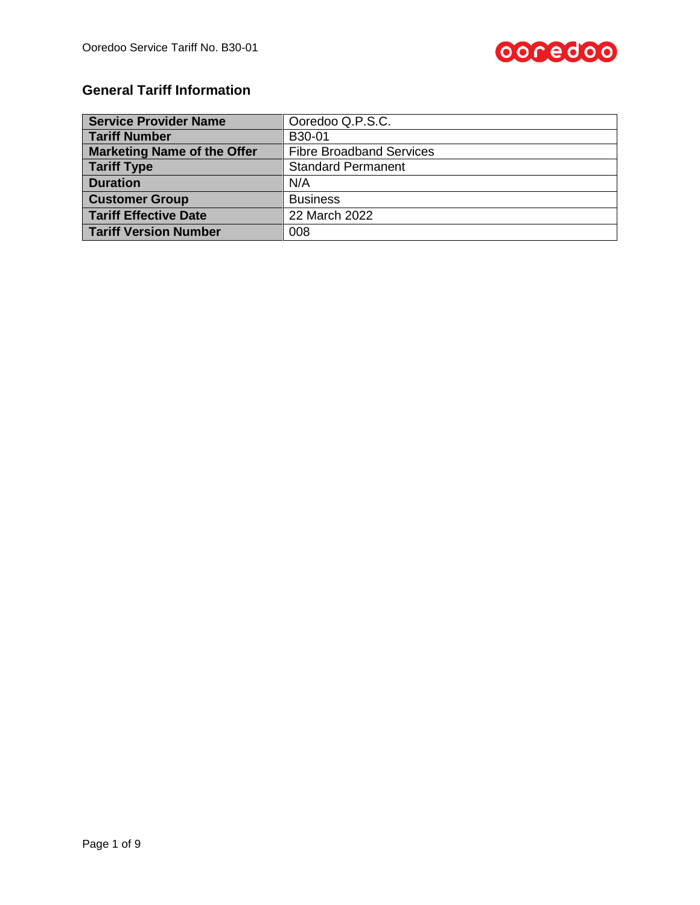## General Tariff Information

| Service Provider Name | Ooredoo Q.P.S.C. |
|---|---|
| Tariff Number | B30-01 |
| Marketing Name of the Offer | Fibre Broadband Services |
| Tariff Type | Standard Permanent |
| Duration | N/A |
| Customer Group | Business |
| Tariff Effective Date | 22 March 2022 |
| Tariff Version Number | 008 |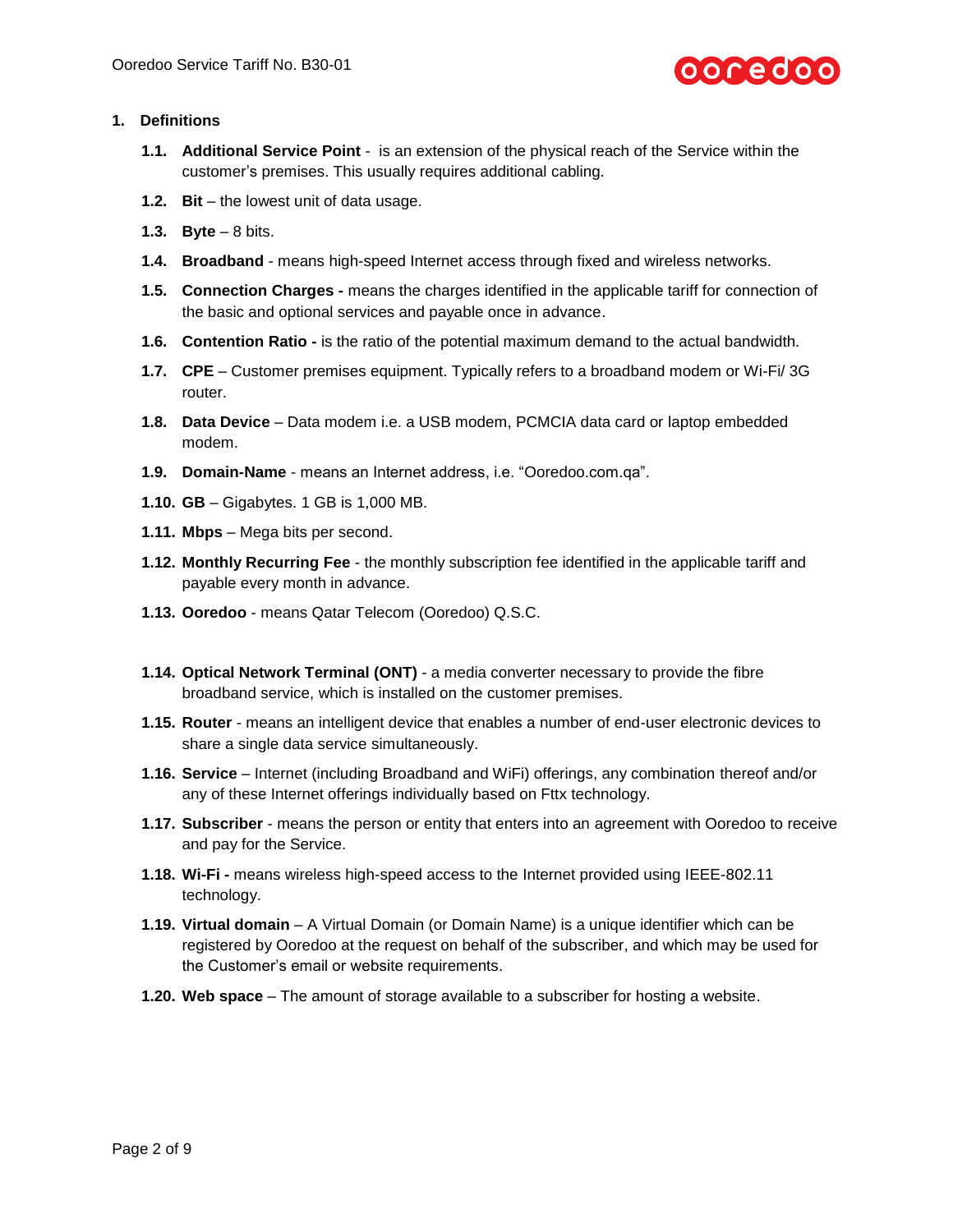## 1. Definitions

**1.1. Additional Service Point** - is an extension of the physical reach of the Service within the customer's premises. This usually requires additional cabling.

**1.2. Bit** – the lowest unit of data usage.

**1.3. Byte** – 8 bits.

**1.4. Broadband** - means high-speed Internet access through fixed and wireless networks.

**1.5. Connection Charges -** means the charges identified in the applicable tariff for connection of the basic and optional services and payable once in advance.

**1.6. Contention Ratio -** is the ratio of the potential maximum demand to the actual bandwidth.

**1.7. CPE** – Customer premises equipment. Typically refers to a broadband modem or Wi-Fi/ 3G router.

**1.8. Data Device** – Data modem i.e. a USB modem, PCMCIA data card or laptop embedded modem.

**1.9. Domain-Name** - means an Internet address, i.e. "Ooredoo.com.qa".

**1.10. GB** – Gigabytes. 1 GB is 1,000 MB.

**1.11. Mbps** – Mega bits per second.

**1.12. Monthly Recurring Fee** - the monthly subscription fee identified in the applicable tariff and payable every month in advance.

**1.13. Ooredoo** - means Qatar Telecom (Ooredoo) Q.S.C.

**1.14. Optical Network Terminal (ONT)** - a media converter necessary to provide the fibre broadband service, which is installed on the customer premises.

**1.15. Router** - means an intelligent device that enables a number of end-user electronic devices to share a single data service simultaneously.

**1.16. Service** – Internet (including Broadband and WiFi) offerings, any combination thereof and/or any of these Internet offerings individually based on Fttx technology.

**1.17. Subscriber** - means the person or entity that enters into an agreement with Ooredoo to receive and pay for the Service.

**1.18. Wi-Fi -** means wireless high-speed access to the Internet provided using IEEE-802.11 technology.

**1.19. Virtual domain** – A Virtual Domain (or Domain Name) is a unique identifier which can be registered by Ooredoo at the request on behalf of the subscriber, and which may be used for the Customer's email or website requirements.

**1.20. Web space** – The amount of storage available to a subscriber for hosting a website.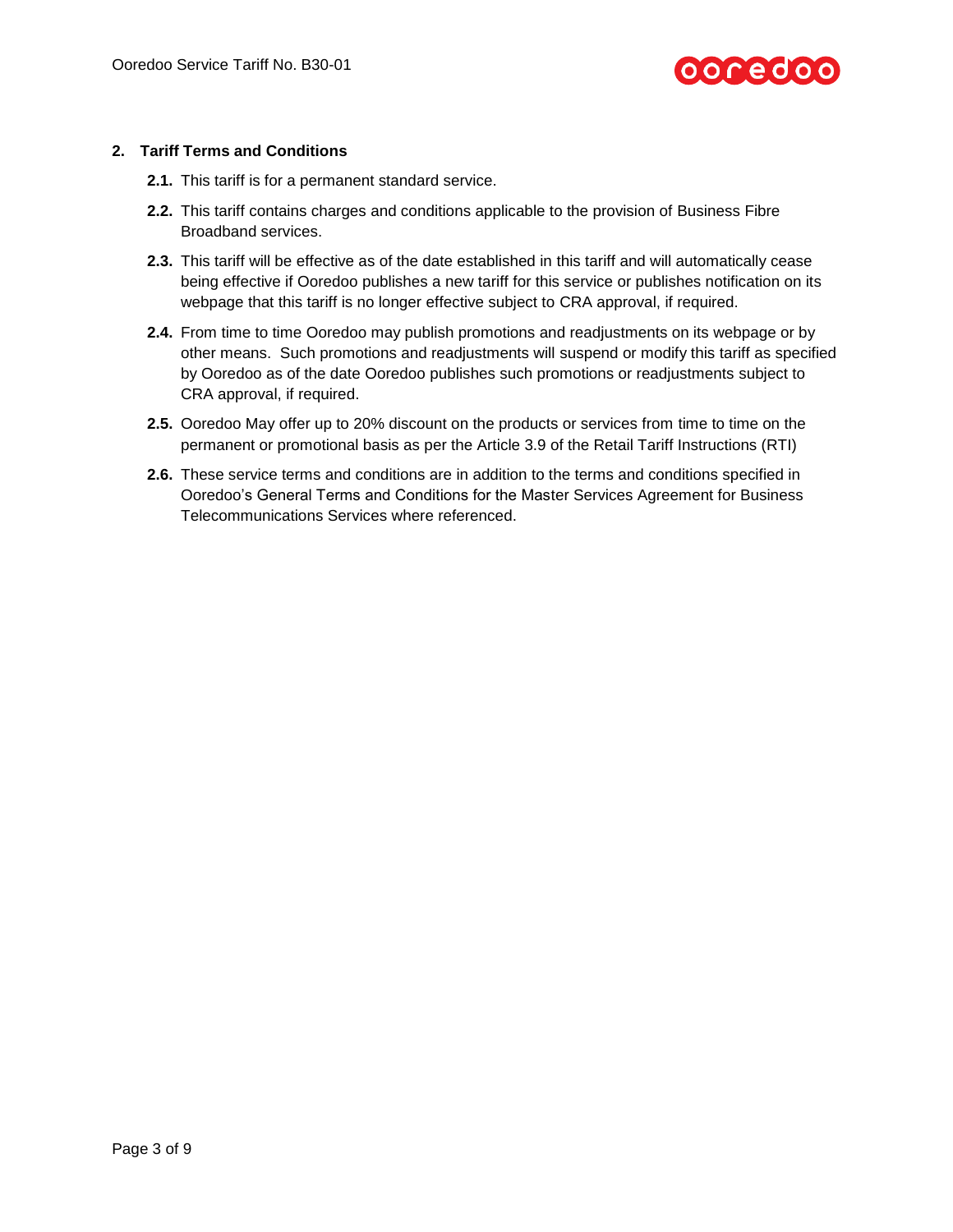## 2. Tariff Terms and Conditions

**2.1.** This tariff is for a permanent standard service.

**2.2.** This tariff contains charges and conditions applicable to the provision of Business Fibre Broadband services.

**2.3.** This tariff will be effective as of the date established in this tariff and will automatically cease being effective if Ooredoo publishes a new tariff for this service or publishes notification on its webpage that this tariff is no longer effective subject to CRA approval, if required.

**2.4.** From time to time Ooredoo may publish promotions and readjustments on its webpage or by other means. Such promotions and readjustments will suspend or modify this tariff as specified by Ooredoo as of the date Ooredoo publishes such promotions or readjustments subject to CRA approval, if required.

**2.5.** Ooredoo May offer up to 20% discount on the products or services from time to time on the permanent or promotional basis as per the Article 3.9 of the Retail Tariff Instructions (RTI)

**2.6.** These service terms and conditions are in addition to the terms and conditions specified in Ooredoo's General Terms and Conditions for the Master Services Agreement for Business Telecommunications Services where referenced.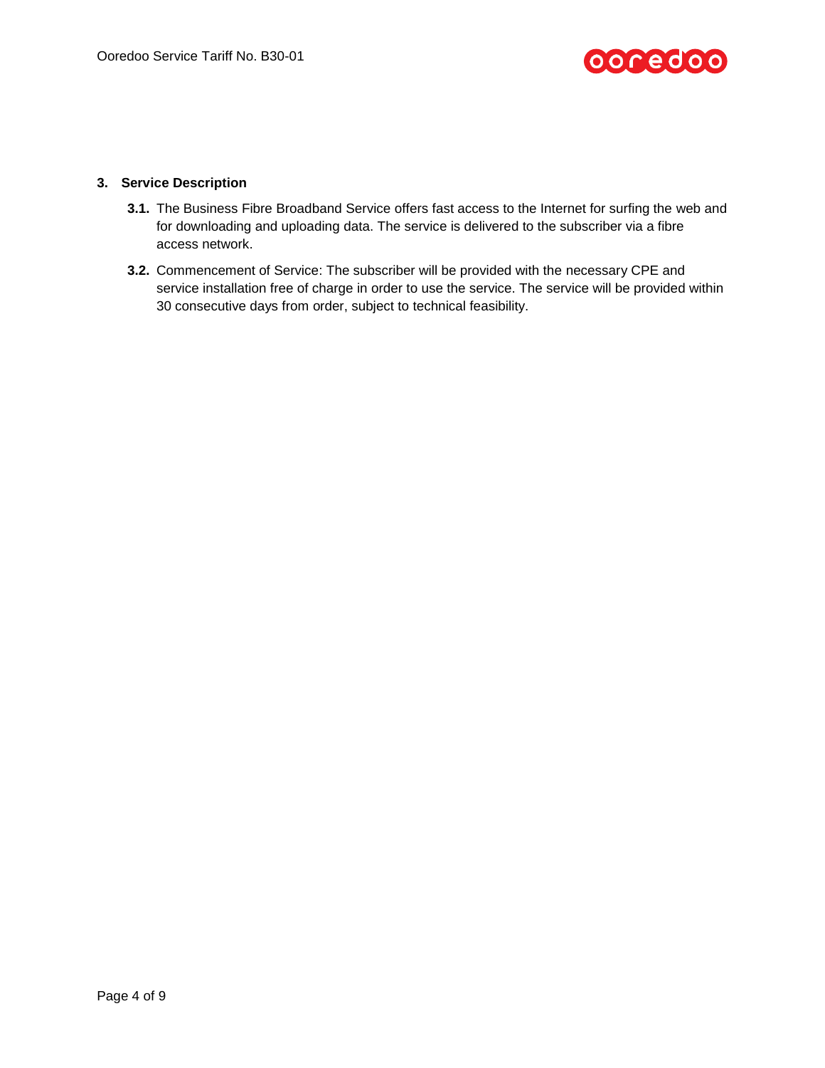## 3. Service Description

**3.1.** The Business Fibre Broadband Service offers fast access to the Internet for surfing the web and for downloading and uploading data. The service is delivered to the subscriber via a fibre access network.

**3.2.** Commencement of Service: The subscriber will be provided with the necessary CPE and service installation free of charge in order to use the service. The service will be provided within 30 consecutive days from order, subject to technical feasibility.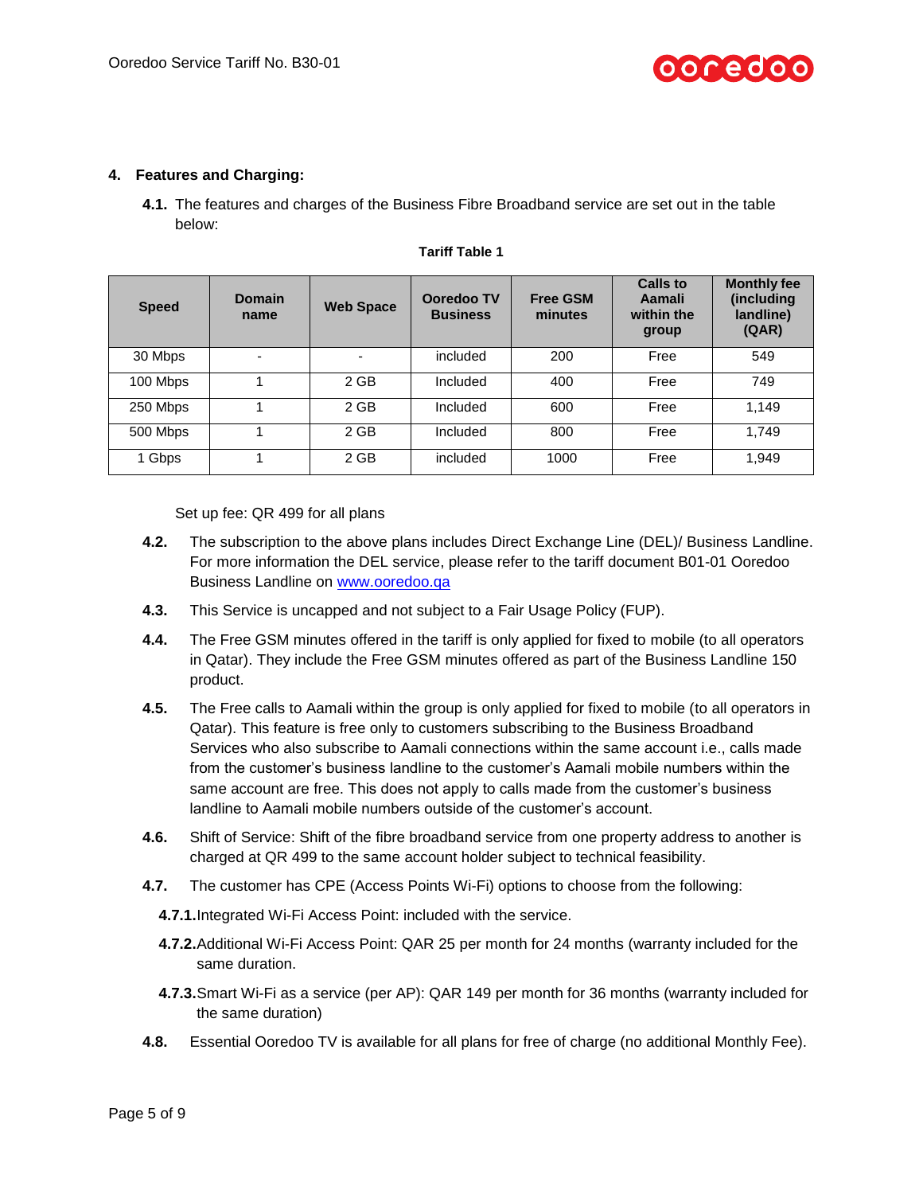## 4. Features and Charging:

**4.1.** The features and charges of the Business Fibre Broadband service are set out in the table below:

**Tariff Table 1**

| Speed | Domain name | Web Space | Ooredoo TV Business | Free GSM minutes | Calls to Aamali within the group | Monthly fee (including landline) (QAR) |
|---|---|---|---|---|---|---|
| 30 Mbps | - | - | included | 200 | Free | 549 |
| 100 Mbps | 1 | 2 GB | Included | 400 | Free | 749 |
| 250 Mbps | 1 | 2 GB | Included | 600 | Free | 1,149 |
| 500 Mbps | 1 | 2 GB | Included | 800 | Free | 1,749 |
| 1 Gbps | 1 | 2 GB | included | 1000 | Free | 1,949 |

Set up fee: QR 499 for all plans

**4.2.** The subscription to the above plans includes Direct Exchange Line (DEL)/ Business Landline. For more information the DEL service, please refer to the tariff document B01-01 Ooredoo Business Landline on [www.ooredoo.qa](http://www.ooredoo.qa)

**4.3.** This Service is uncapped and not subject to a Fair Usage Policy (FUP).

**4.4.** The Free GSM minutes offered in the tariff is only applied for fixed to mobile (to all operators in Qatar). They include the Free GSM minutes offered as part of the Business Landline 150 product.

**4.5.** The Free calls to Aamali within the group is only applied for fixed to mobile (to all operators in Qatar). This feature is free only to customers subscribing to the Business Broadband Services who also subscribe to Aamali connections within the same account i.e., calls made from the customer's business landline to the customer's Aamali mobile numbers within the same account are free. This does not apply to calls made from the customer's business landline to Aamali mobile numbers outside of the customer's account.

**4.6.** Shift of Service: Shift of the fibre broadband service from one property address to another is charged at QR 499 to the same account holder subject to technical feasibility.

**4.7.** The customer has CPE (Access Points Wi-Fi) options to choose from the following:

**4.7.1.** Integrated Wi-Fi Access Point: included with the service.

**4.7.2.** Additional Wi-Fi Access Point: QAR 25 per month for 24 months (warranty included for the same duration.

**4.7.3.** Smart Wi-Fi as a service (per AP): QAR 149 per month for 36 months (warranty included for the same duration)

**4.8.** Essential Ooredoo TV is available for all plans for free of charge (no additional Monthly Fee).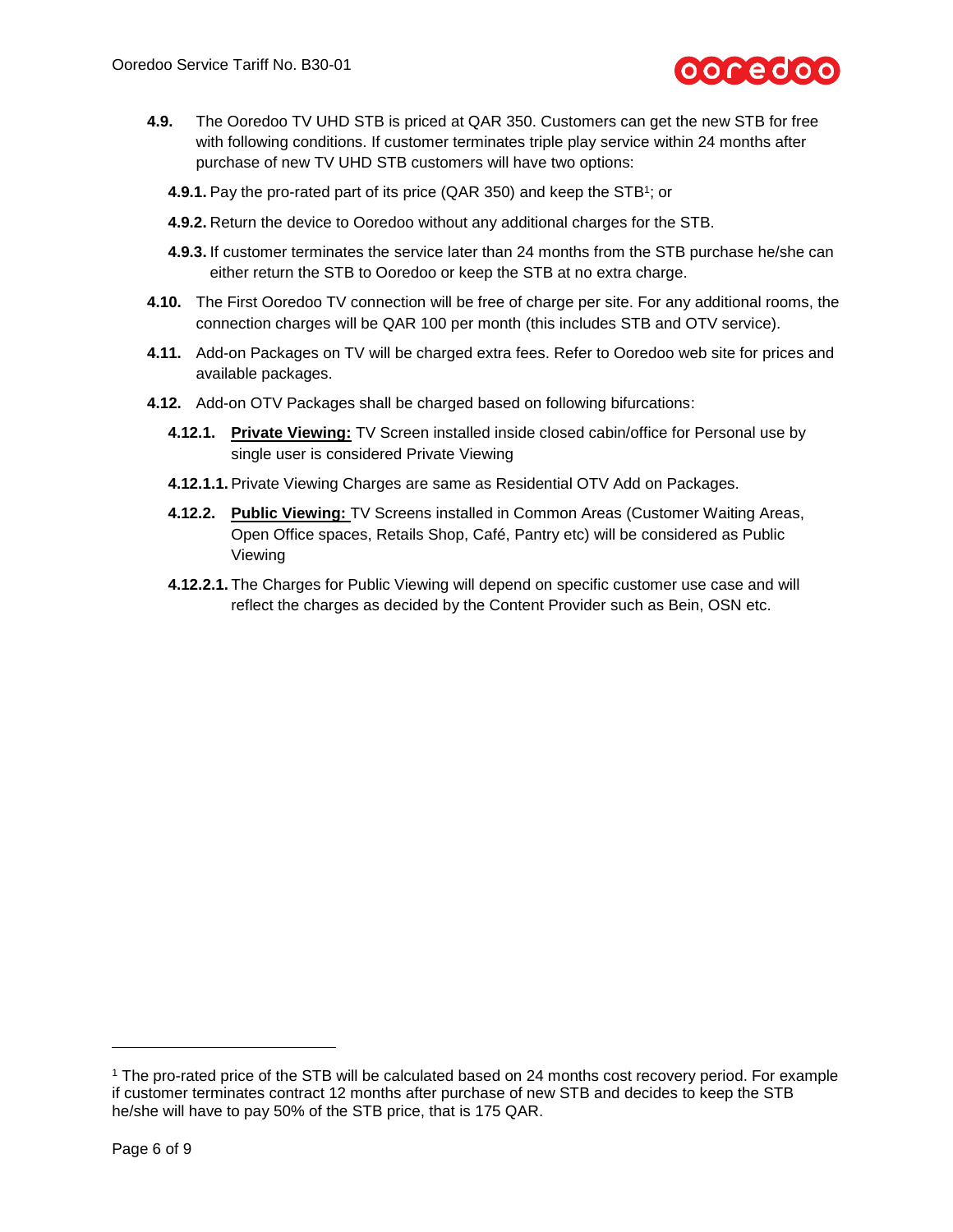**4.9.** The Ooredoo TV UHD STB is priced at QAR 350. Customers can get the new STB for free with following conditions. If customer terminates triple play service within 24 months after purchase of new TV UHD STB customers will have two options:

**4.9.1.** Pay the pro-rated part of its price (QAR 350) and keep the STB[1]; or

**4.9.2.** Return the device to Ooredoo without any additional charges for the STB.

**4.9.3.** If customer terminates the service later than 24 months from the STB purchase he/she can either return the STB to Ooredoo or keep the STB at no extra charge.

**4.10.** The First Ooredoo TV connection will be free of charge per site. For any additional rooms, the connection charges will be QAR 100 per month (this includes STB and OTV service).

**4.11.** Add-on Packages on TV will be charged extra fees. Refer to Ooredoo web site for prices and available packages.

**4.12.** Add-on OTV Packages shall be charged based on following bifurcations:

**4.12.1.** **Private Viewing:** TV Screen installed inside closed cabin/office for Personal use by single user is considered Private Viewing

**4.12.1.1.** Private Viewing Charges are same as Residential OTV Add on Packages.

**4.12.2.** **Public Viewing:** TV Screens installed in Common Areas (Customer Waiting Areas, Open Office spaces, Retails Shop, Café, Pantry etc) will be considered as Public Viewing

**4.12.2.1.** The Charges for Public Viewing will depend on specific customer use case and will reflect the charges as decided by the Content Provider such as Bein, OSN etc.

---

[1] The pro-rated price of the STB will be calculated based on 24 months cost recovery period. For example if customer terminates contract 12 months after purchase of new STB and decides to keep the STB he/she will have to pay 50% of the STB price, that is 175 QAR.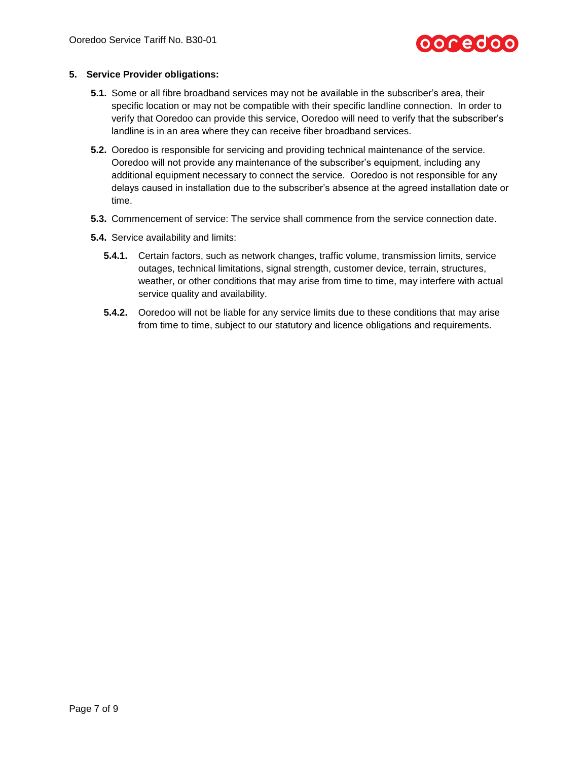## 5. Service Provider obligations:

**5.1.** Some or all fibre broadband services may not be available in the subscriber's area, their specific location or may not be compatible with their specific landline connection. In order to verify that Ooredoo can provide this service, Ooredoo will need to verify that the subscriber's landline is in an area where they can receive fiber broadband services.

**5.2.** Ooredoo is responsible for servicing and providing technical maintenance of the service. Ooredoo will not provide any maintenance of the subscriber's equipment, including any additional equipment necessary to connect the service. Ooredoo is not responsible for any delays caused in installation due to the subscriber's absence at the agreed installation date or time.

**5.3.** Commencement of service: The service shall commence from the service connection date.

**5.4.** Service availability and limits:

**5.4.1.** Certain factors, such as network changes, traffic volume, transmission limits, service outages, technical limitations, signal strength, customer device, terrain, structures, weather, or other conditions that may arise from time to time, may interfere with actual service quality and availability.

**5.4.2.** Ooredoo will not be liable for any service limits due to these conditions that may arise from time to time, subject to our statutory and licence obligations and requirements.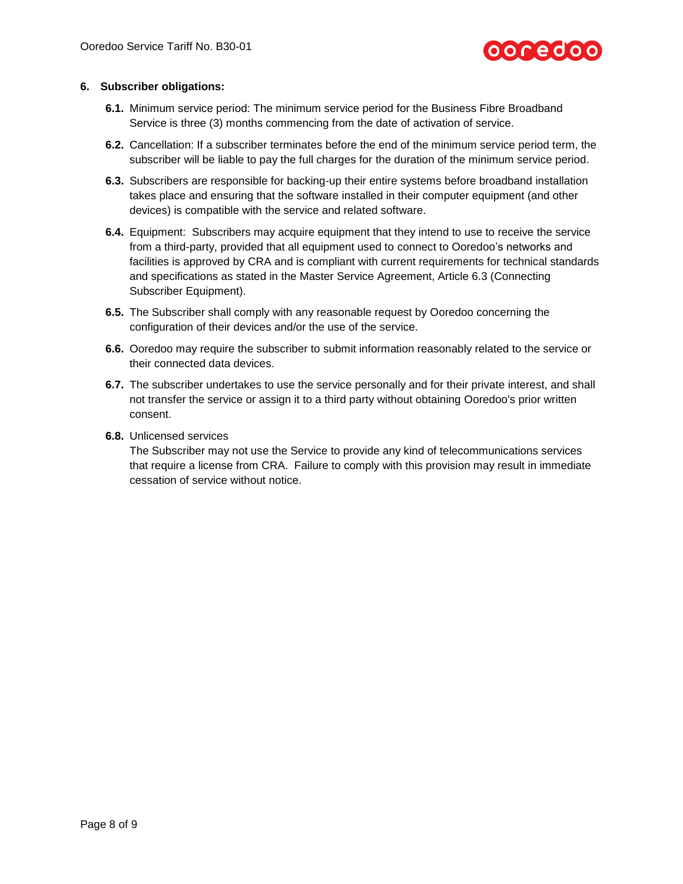## 6. Subscriber obligations:

**6.1.** Minimum service period: The minimum service period for the Business Fibre Broadband Service is three (3) months commencing from the date of activation of service.

**6.2.** Cancellation: If a subscriber terminates before the end of the minimum service period term, the subscriber will be liable to pay the full charges for the duration of the minimum service period.

**6.3.** Subscribers are responsible for backing-up their entire systems before broadband installation takes place and ensuring that the software installed in their computer equipment (and other devices) is compatible with the service and related software.

**6.4.** Equipment: Subscribers may acquire equipment that they intend to use to receive the service from a third-party, provided that all equipment used to connect to Ooredoo's networks and facilities is approved by CRA and is compliant with current requirements for technical standards and specifications as stated in the Master Service Agreement, Article 6.3 (Connecting Subscriber Equipment).

**6.5.** The Subscriber shall comply with any reasonable request by Ooredoo concerning the configuration of their devices and/or the use of the service.

**6.6.** Ooredoo may require the subscriber to submit information reasonably related to the service or their connected data devices.

**6.7.** The subscriber undertakes to use the service personally and for their private interest, and shall not transfer the service or assign it to a third party without obtaining Ooredoo's prior written consent.

**6.8.** Unlicensed services
The Subscriber may not use the Service to provide any kind of telecommunications services that require a license from CRA. Failure to comply with this provision may result in immediate cessation of service without notice.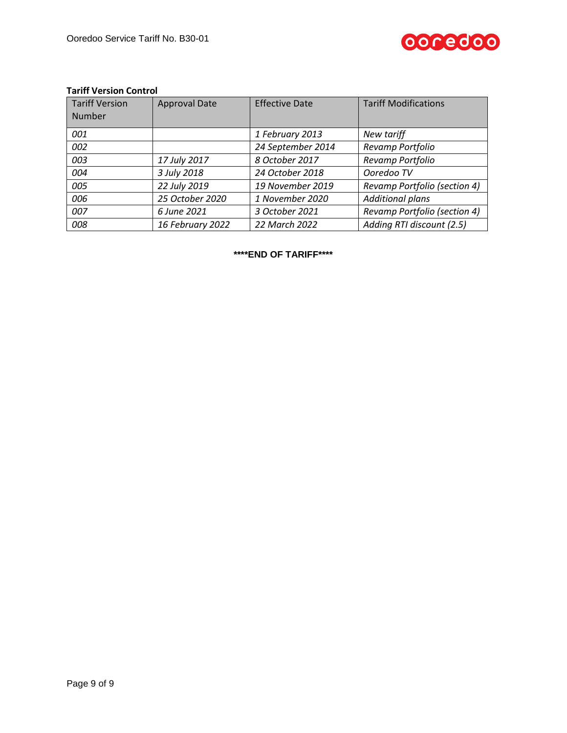**Tariff Version Control**

| Tariff Version Number | Approval Date | Effective Date | Tariff Modifications |
|---|---|---|---|
| *001* | | *1 February 2013* | *New tariff* |
| *002* | | *24 September 2014* | *Revamp Portfolio* |
| *003* | *17 July 2017* | *8 October 2017* | *Revamp Portfolio* |
| *004* | *3 July 2018* | *24 October 2018* | *Ooredoo TV* |
| *005* | *22 July 2019* | *19 November 2019* | *Revamp Portfolio (section 4)* |
| *006* | *25 October 2020* | *1 November 2020* | *Additional plans* |
| *007* | *6 June 2021* | *3 October 2021* | *Revamp Portfolio (section 4)* |
| *008* | *16 February 2022* | *22 March 2022* | *Adding RTI discount (2.5)* |

**\*\*\*\*END OF TARIFF\*\*\*\***